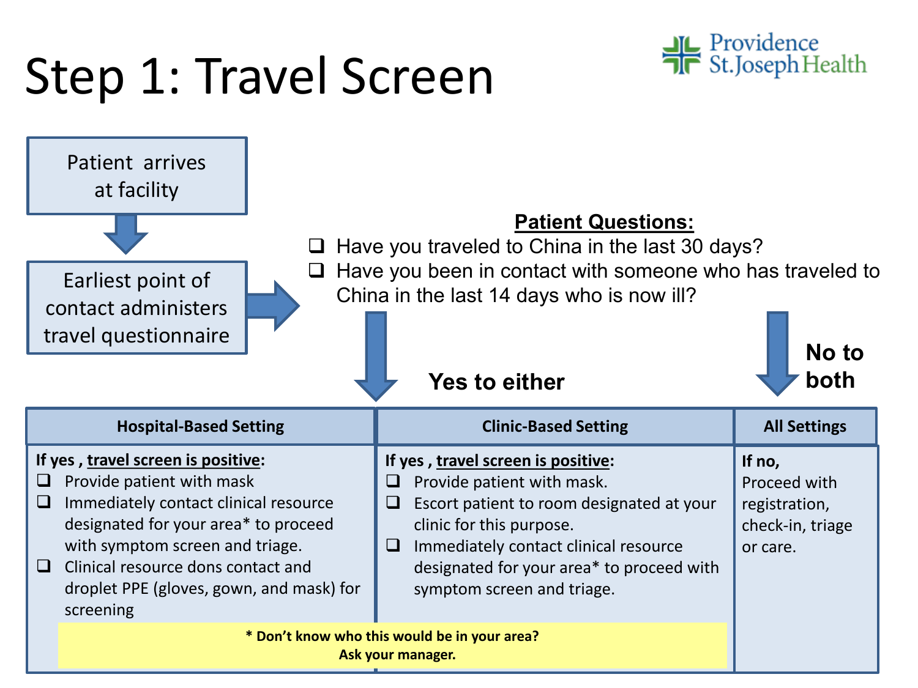# Step 1: Travel Screen

Providence St. Joseph Health

Patient arrives at facility

↓

Earliest point of contact administers travel questionnaire →

**Patient Questions:**

- ❑ Have you traveled to China in the last 30 days?
- ❑ Have you been in contact with someone who has traveled to China in the last 14 days who is now ill?

**Yes to either** ↓ | **No to both** ↓

| Hospital-Based Setting | Clinic-Based Setting | All Settings |
|---|---|---|
| **If yes , travel screen is positive:**<br>❑ Provide patient with mask<br>❑ Immediately contact clinical resource designated for your area* to proceed with symptom screen and triage.<br>❑ Clinical resource dons contact and droplet PPE (gloves, gown, and mask) for screening | **If yes , travel screen is positive:**<br>❑ Provide patient with mask.<br>❑ Escort patient to room designated at your clinic for this purpose.<br>❑ Immediately contact clinical resource designated for your area* to proceed with symptom screen and triage. | **If no,**<br>Proceed with registration, check-in, triage or care. |

**\* Don't know who this would be in your area?**
**Ask your manager.**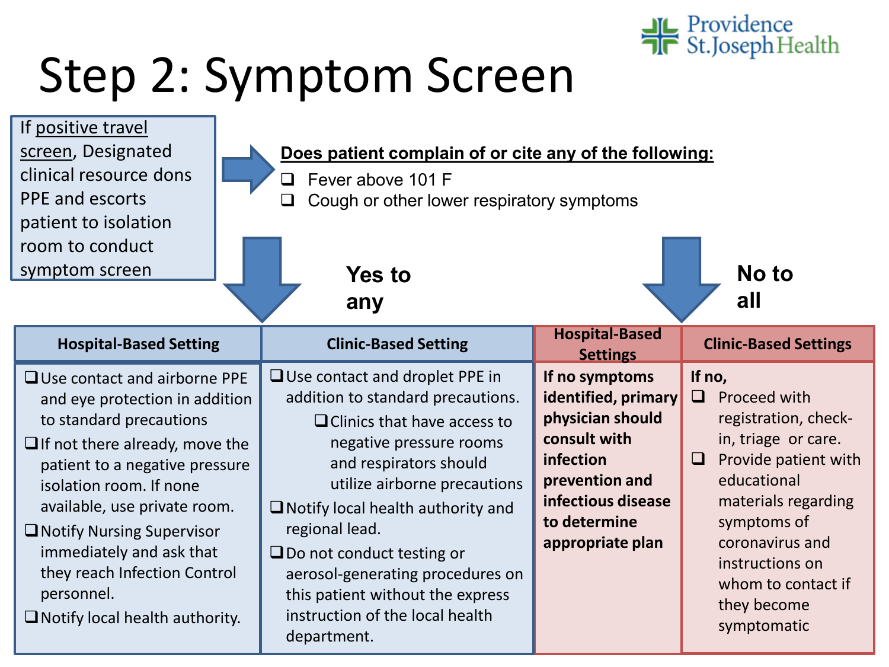Providence St. Joseph Health

# Step 2: Symptom Screen

If positive travel screen, Designated clinical resource dons PPE and escorts patient to isolation room to conduct symptom screen

**Does patient complain of or cite any of the following:**

- ❑ Fever above 101 F
- ❑ Cough or other lower respiratory symptoms

**Yes to any**

**No to all**

| Hospital-Based Setting | Clinic-Based Setting | Hospital-Based Settings | Clinic-Based Settings |
|---|---|---|---|
| ❑ Use contact and airborne PPE and eye protection in addition to standard precautions<br>❑ If not there already, move the patient to a negative pressure isolation room. If none available, use private room.<br>❑ Notify Nursing Supervisor immediately and ask that they reach Infection Control personnel.<br>❑ Notify local health authority. | ❑ Use contact and droplet PPE in addition to standard precautions.<br>❑ Clinics that have access to negative pressure rooms and respirators should utilize airborne precautions<br>❑ Notify local health authority and regional lead.<br>❑ Do not conduct testing or aerosol-generating procedures on this patient without the express instruction of the local health department. | **If no symptoms identified, primary physician should consult with infection prevention and infectious disease to determine appropriate plan** | **If no,**<br>❑ Proceed with registration, check-in, triage or care.<br>❑ Provide patient with educational materials regarding symptoms of coronavirus and instructions on whom to contact if they become symptomatic |